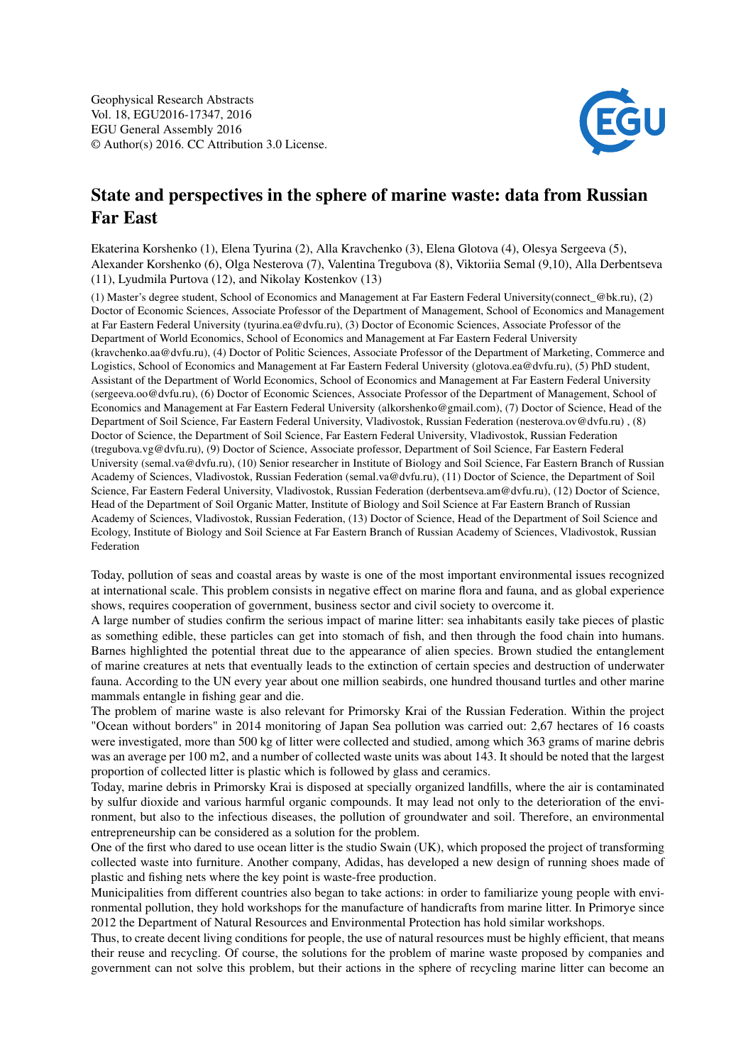Geophysical Research Abstracts
Vol. 18, EGU2016-17347, 2016
EGU General Assembly 2016
© Author(s) 2016. CC Attribution 3.0 License.

# State and perspectives in the sphere of marine waste: data from Russian Far East

Ekaterina Korshenko (1), Elena Tyurina (2), Alla Kravchenko (3), Elena Glotova (4), Olesya Sergeeva (5), Alexander Korshenko (6), Olga Nesterova (7), Valentina Tregubova (8), Viktoriia Semal (9,10), Alla Derbentseva (11), Lyudmila Purtova (12), and Nikolay Kostenkov (13)

(1) Master's degree student, School of Economics and Management at Far Eastern Federal University(connect_@bk.ru), (2) Doctor of Economic Sciences, Associate Professor of the Department of Management, School of Economics and Management at Far Eastern Federal University (tyurina.ea@dvfu.ru), (3) Doctor of Economic Sciences, Associate Professor of the Department of World Economics, School of Economics and Management at Far Eastern Federal University (kravchenko.aa@dvfu.ru), (4) Doctor of Politic Sciences, Associate Professor of the Department of Marketing, Commerce and Logistics, School of Economics and Management at Far Eastern Federal University (glotova.ea@dvfu.ru), (5) PhD student, Assistant of the Department of World Economics, School of Economics and Management at Far Eastern Federal University (sergeeva.oo@dvfu.ru), (6) Doctor of Economic Sciences, Associate Professor of the Department of Management, School of Economics and Management at Far Eastern Federal University (alkorshenko@gmail.com), (7) Doctor of Science, Head of the Department of Soil Science, Far Eastern Federal University, Vladivostok, Russian Federation (nesterova.ov@dvfu.ru) , (8) Doctor of Science, the Department of Soil Science, Far Eastern Federal University, Vladivostok, Russian Federation (tregubova.vg@dvfu.ru), (9) Doctor of Science, Associate professor, Department of Soil Science, Far Eastern Federal University (semal.va@dvfu.ru), (10) Senior researcher in Institute of Biology and Soil Science, Far Eastern Branch of Russian Academy of Sciences, Vladivostok, Russian Federation (semal.va@dvfu.ru), (11) Doctor of Science, the Department of Soil Science, Far Eastern Federal University, Vladivostok, Russian Federation (derbentseva.am@dvfu.ru), (12) Doctor of Science, Head of the Department of Soil Organic Matter, Institute of Biology and Soil Science at Far Eastern Branch of Russian Academy of Sciences, Vladivostok, Russian Federation, (13) Doctor of Science, Head of the Department of Soil Science and Ecology, Institute of Biology and Soil Science at Far Eastern Branch of Russian Academy of Sciences, Vladivostok, Russian Federation

Today, pollution of seas and coastal areas by waste is one of the most important environmental issues recognized at international scale. This problem consists in negative effect on marine flora and fauna, and as global experience shows, requires cooperation of government, business sector and civil society to overcome it.

A large number of studies confirm the serious impact of marine litter: sea inhabitants easily take pieces of plastic as something edible, these particles can get into stomach of fish, and then through the food chain into humans. Barnes highlighted the potential threat due to the appearance of alien species. Brown studied the entanglement of marine creatures at nets that eventually leads to the extinction of certain species and destruction of underwater fauna. According to the UN every year about one million seabirds, one hundred thousand turtles and other marine mammals entangle in fishing gear and die.

The problem of marine waste is also relevant for Primorsky Krai of the Russian Federation. Within the project "Ocean without borders" in 2014 monitoring of Japan Sea pollution was carried out: 2,67 hectares of 16 coasts were investigated, more than 500 kg of litter were collected and studied, among which 363 grams of marine debris was an average per 100 m2, and a number of collected waste units was about 143. It should be noted that the largest proportion of collected litter is plastic which is followed by glass and ceramics.

Today, marine debris in Primorsky Krai is disposed at specially organized landfills, where the air is contaminated by sulfur dioxide and various harmful organic compounds. It may lead not only to the deterioration of the environment, but also to the infectious diseases, the pollution of groundwater and soil. Therefore, an environmental entrepreneurship can be considered as a solution for the problem.

One of the first who dared to use ocean litter is the studio Swain (UK), which proposed the project of transforming collected waste into furniture. Another company, Adidas, has developed a new design of running shoes made of plastic and fishing nets where the key point is waste-free production.

Municipalities from different countries also began to take actions: in order to familiarize young people with environmental pollution, they hold workshops for the manufacture of handicrafts from marine litter. In Primorye since 2012 the Department of Natural Resources and Environmental Protection has hold similar workshops.

Thus, to create decent living conditions for people, the use of natural resources must be highly efficient, that means their reuse and recycling. Of course, the solutions for the problem of marine waste proposed by companies and government can not solve this problem, but their actions in the sphere of recycling marine litter can become an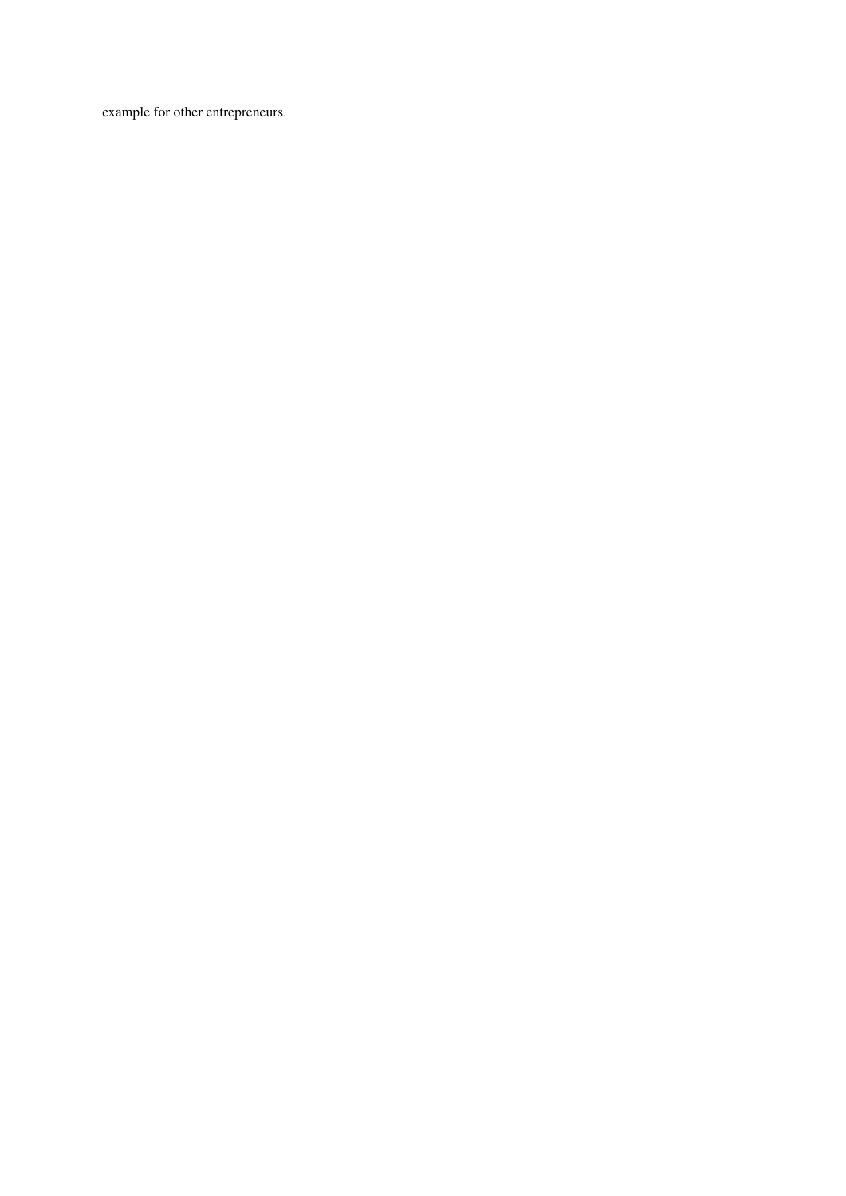example for other entrepreneurs.